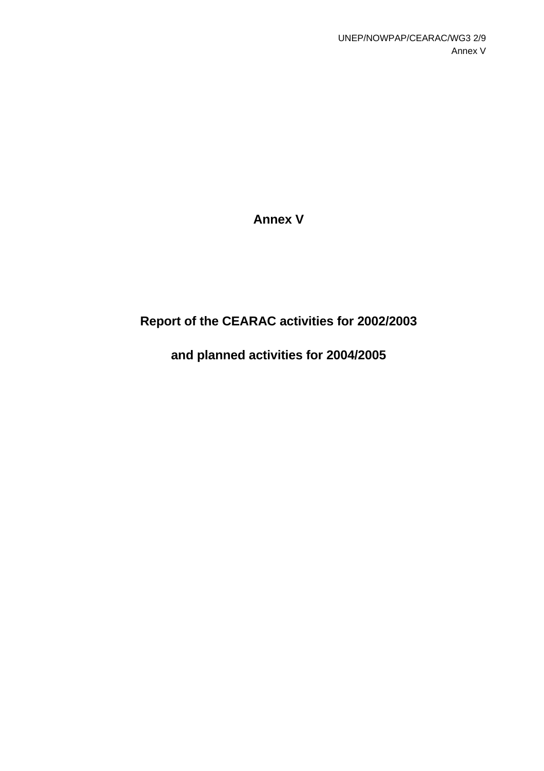# Annex V

## Report of the CEARAC activities for 2002/2003

## and planned activities for 2004/2005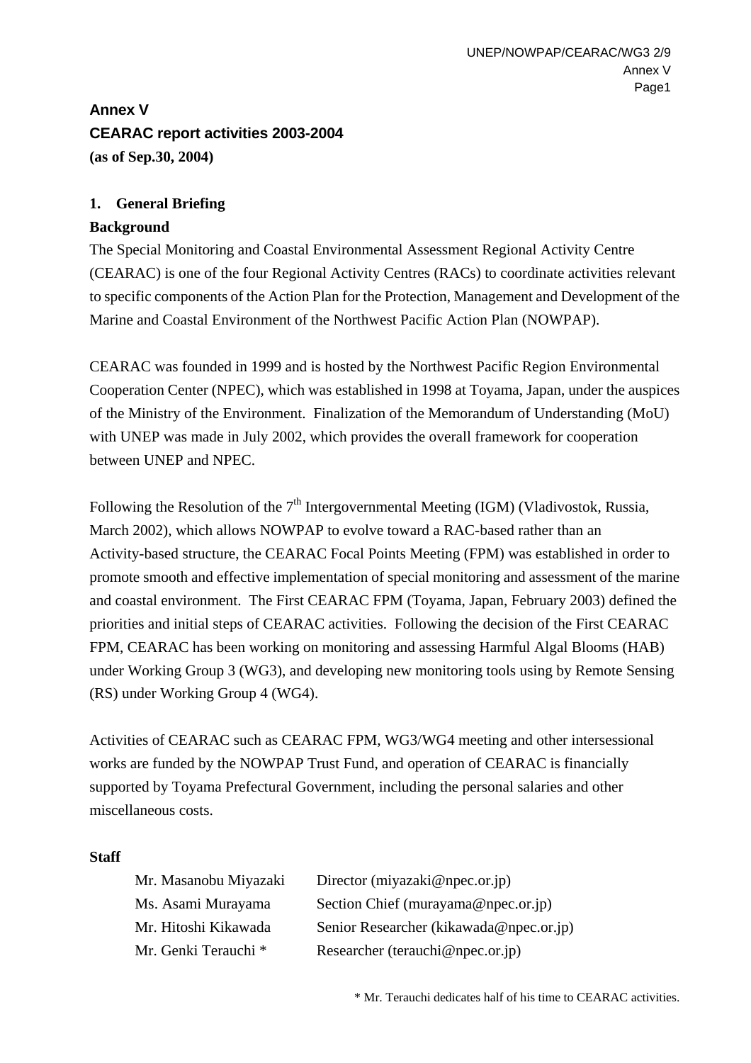# Annex V

# CEARAC report activities 2003-2004

**(as of Sep.30, 2004)**

## 1. General Briefing

### Background

The Special Monitoring and Coastal Environmental Assessment Regional Activity Centre (CEARAC) is one of the four Regional Activity Centres (RACs) to coordinate activities relevant to specific components of the Action Plan for the Protection, Management and Development of the Marine and Coastal Environment of the Northwest Pacific Action Plan (NOWPAP).

CEARAC was founded in 1999 and is hosted by the Northwest Pacific Region Environmental Cooperation Center (NPEC), which was established in 1998 at Toyama, Japan, under the auspices of the Ministry of the Environment. Finalization of the Memorandum of Understanding (MoU) with UNEP was made in July 2002, which provides the overall framework for cooperation between UNEP and NPEC.

Following the Resolution of the 7th Intergovernmental Meeting (IGM) (Vladivostok, Russia, March 2002), which allows NOWPAP to evolve toward a RAC-based rather than an Activity-based structure, the CEARAC Focal Points Meeting (FPM) was established in order to promote smooth and effective implementation of special monitoring and assessment of the marine and coastal environment. The First CEARAC FPM (Toyama, Japan, February 2003) defined the priorities and initial steps of CEARAC activities. Following the decision of the First CEARAC FPM, CEARAC has been working on monitoring and assessing Harmful Algal Blooms (HAB) under Working Group 3 (WG3), and developing new monitoring tools using by Remote Sensing (RS) under Working Group 4 (WG4).

Activities of CEARAC such as CEARAC FPM, WG3/WG4 meeting and other intersessional works are funded by the NOWPAP Trust Fund, and operation of CEARAC is financially supported by Toyama Prefectural Government, including the personal salaries and other miscellaneous costs.

### Staff

| | |
|---|---|
| Mr. Masanobu Miyazaki | Director (miyazaki@npec.or.jp) |
| Ms. Asami Murayama | Section Chief (murayama@npec.or.jp) |
| Mr. Hitoshi Kikawada | Senior Researcher (kikawada@npec.or.jp) |
| Mr. Genki Terauchi * | Researcher (terauchi@npec.or.jp) |

\* Mr. Terauchi dedicates half of his time to CEARAC activities.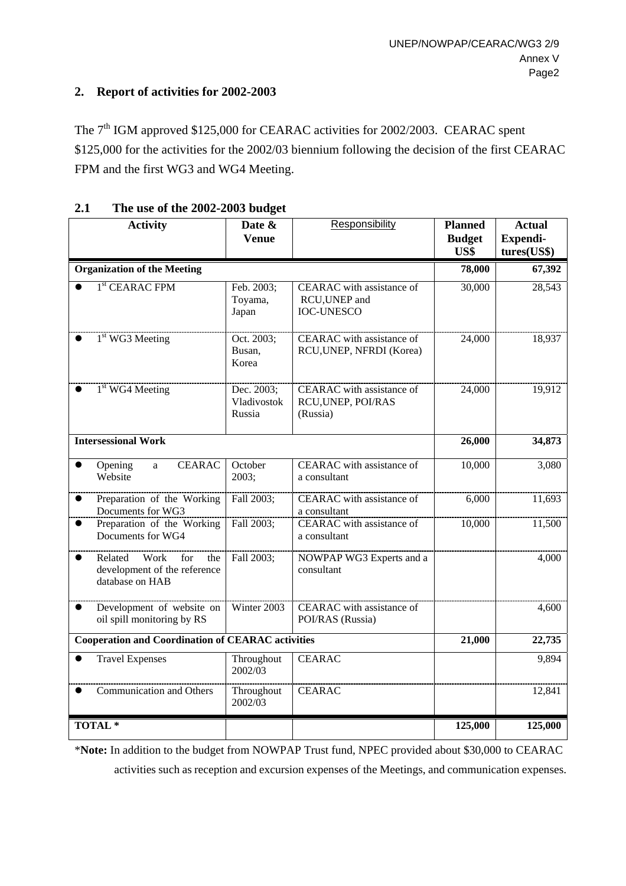## 2. Report of activities for 2002-2003

The 7th IGM approved $125,000 for CEARAC activities for 2002/2003. CEARAC spent $125,000 for the activities for the 2002/03 biennium following the decision of the first CEARAC FPM and the first WG3 and WG4 Meeting.

### 2.1 The use of the 2002-2003 budget

| Activity | Date & Venue | Responsibility | Planned Budget US$ | Actual Expenditures(US$) |
|---|---|---|---|---|
| **Organization of the Meeting** | | | **78,000** | **67,392** |
| ● 1st CEARAC FPM | Feb. 2003; Toyama, Japan | CEARAC with assistance of RCU,UNEP and IOC-UNESCO | 30,000 | 28,543 |
| ● 1st WG3 Meeting | Oct. 2003; Busan, Korea | CEARAC with assistance of RCU,UNEP, NFRDI (Korea) | 24,000 | 18,937 |
| ● 1st WG4 Meeting | Dec. 2003; Vladivostok Russia | CEARAC with assistance of RCU,UNEP, POI/RAS (Russia) | 24,000 | 19,912 |
| **Intersessional Work** | | | **26,000** | **34,873** |
| ● Opening a CEARAC Website | October 2003; | CEARAC with assistance of a consultant | 10,000 | 3,080 |
| ● Preparation of the Working Documents for WG3 | Fall 2003; | CEARAC with assistance of a consultant | 6,000 | 11,693 |
| ● Preparation of the Working Documents for WG4 | Fall 2003; | CEARAC with assistance of a consultant | 10,000 | 11,500 |
| ● Related Work for the development of the reference database on HAB | Fall 2003; | NOWPAP WG3 Experts and a consultant | | 4,000 |
| ● Development of website on oil spill monitoring by RS | Winter 2003 | CEARAC with assistance of POI/RAS (Russia) | | 4,600 |
| **Cooperation and Coordination of CEARAC activities** | | | **21,000** | **22,735** |
| ● Travel Expenses | Throughout 2002/03 | CEARAC | | 9,894 |
| ● Communication and Others | Throughout 2002/03 | CEARAC | | 12,841 |
| **TOTAL \*** | | | **125,000** | **125,000** |

\***Note:** In addition to the budget from NOWPAP Trust fund, NPEC provided about $30,000 to CEARAC activities such as reception and excursion expenses of the Meetings, and communication expenses.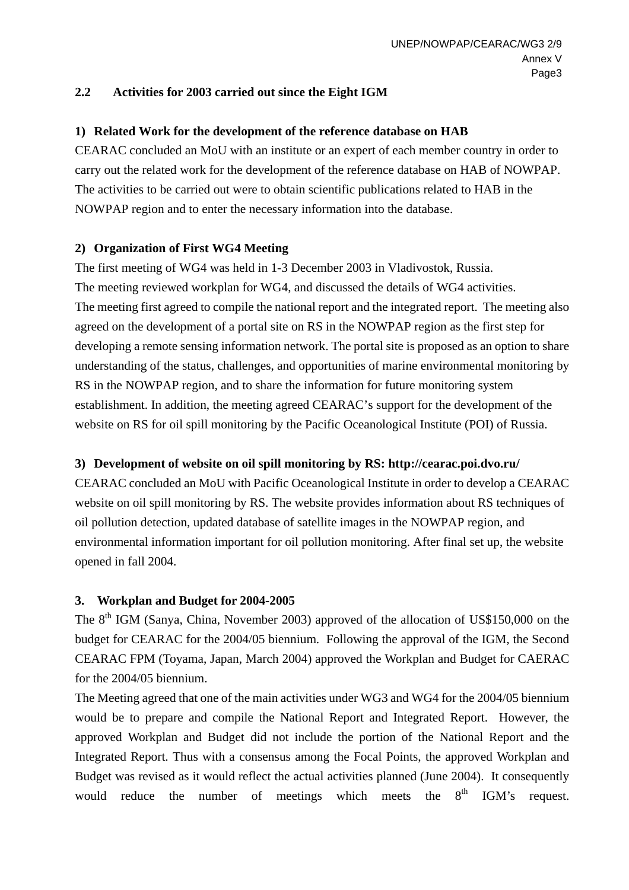## 2.2 Activities for 2003 carried out since the Eight IGM

### 1) Related Work for the development of the reference database on HAB

CEARAC concluded an MoU with an institute or an expert of each member country in order to carry out the related work for the development of the reference database on HAB of NOWPAP. The activities to be carried out were to obtain scientific publications related to HAB in the NOWPAP region and to enter the necessary information into the database.

### 2) Organization of First WG4 Meeting

The first meeting of WG4 was held in 1-3 December 2003 in Vladivostok, Russia.
The meeting reviewed workplan for WG4, and discussed the details of WG4 activities.
The meeting first agreed to compile the national report and the integrated report. The meeting also agreed on the development of a portal site on RS in the NOWPAP region as the first step for developing a remote sensing information network. The portal site is proposed as an option to share understanding of the status, challenges, and opportunities of marine environmental monitoring by RS in the NOWPAP region, and to share the information for future monitoring system establishment. In addition, the meeting agreed CEARAC's support for the development of the website on RS for oil spill monitoring by the Pacific Oceanological Institute (POI) of Russia.

### 3) Development of website on oil spill monitoring by RS: http://cearac.poi.dvo.ru/

CEARAC concluded an MoU with Pacific Oceanological Institute in order to develop a CEARAC website on oil spill monitoring by RS. The website provides information about RS techniques of oil pollution detection, updated database of satellite images in the NOWPAP region, and environmental information important for oil pollution monitoring. After final set up, the website opened in fall 2004.

## 3. Workplan and Budget for 2004-2005

The 8th IGM (Sanya, China, November 2003) approved of the allocation of US$150,000 on the budget for CEARAC for the 2004/05 biennium. Following the approval of the IGM, the Second CEARAC FPM (Toyama, Japan, March 2004) approved the Workplan and Budget for CAERAC for the 2004/05 biennium.
The Meeting agreed that one of the main activities under WG3 and WG4 for the 2004/05 biennium would be to prepare and compile the National Report and Integrated Report. However, the approved Workplan and Budget did not include the portion of the National Report and the Integrated Report. Thus with a consensus among the Focal Points, the approved Workplan and Budget was revised as it would reflect the actual activities planned (June 2004). It consequently would reduce the number of meetings which meets the 8th IGM's request.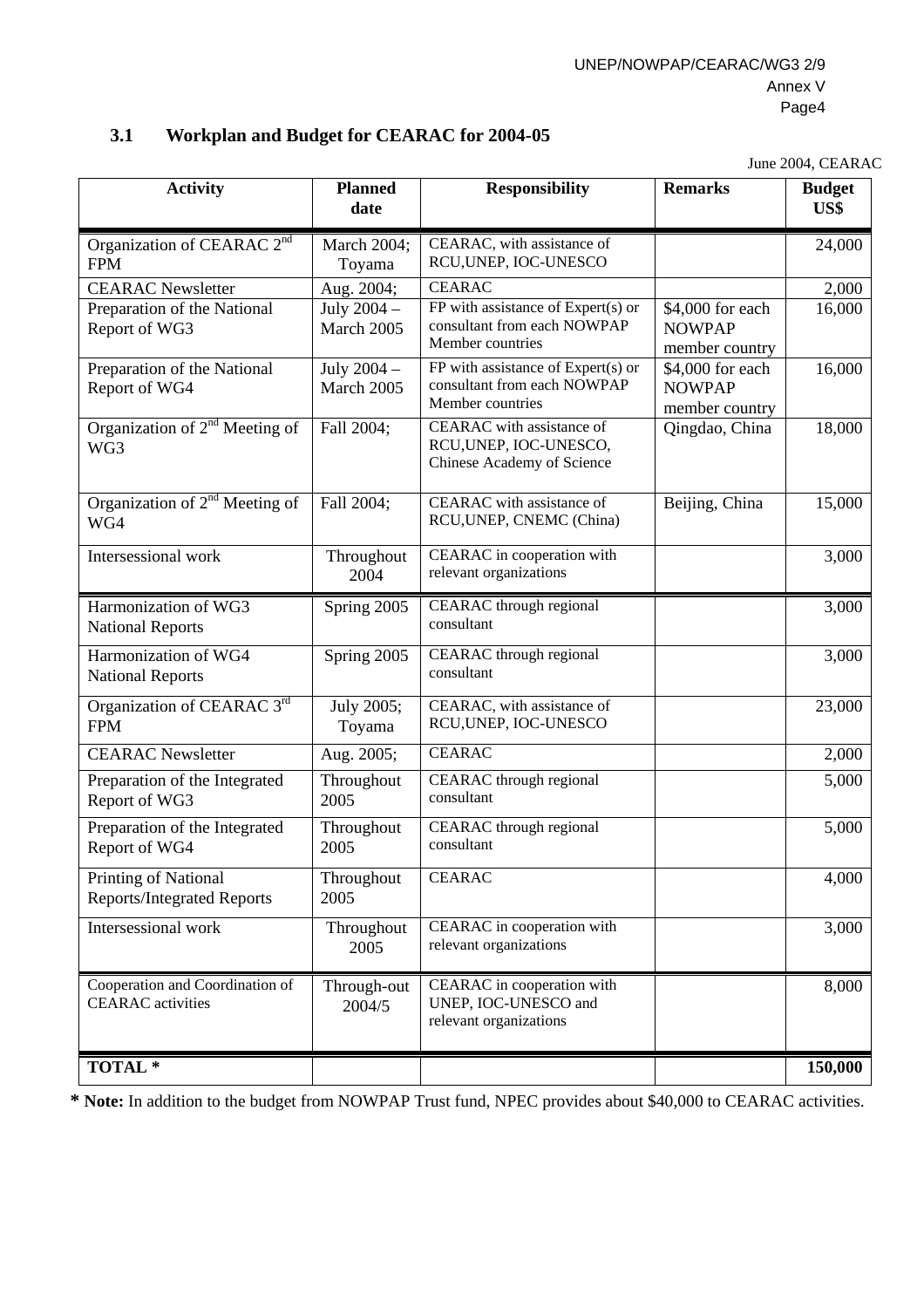### 3.1 Workplan and Budget for CEARAC for 2004-05

June 2004, CEARAC

| Activity | Planned date | Responsibility | Remarks | Budget US$ |
|---|---|---|---|---|
| Organization of CEARAC 2nd FPM | March 2004; Toyama | CEARAC, with assistance of RCU,UNEP, IOC-UNESCO | | 24,000 |
| CEARAC Newsletter | Aug. 2004; | CEARAC | | 2,000 |
| Preparation of the National Report of WG3 | July 2004 – March 2005 | FP with assistance of Expert(s) or consultant from each NOWPAP Member countries | $4,000 for each NOWPAP member country | 16,000 |
| Preparation of the National Report of WG4 | July 2004 – March 2005 | FP with assistance of Expert(s) or consultant from each NOWPAP Member countries | $4,000 for each NOWPAP member country | 16,000 |
| Organization of 2nd Meeting of WG3 | Fall 2004; | CEARAC with assistance of RCU,UNEP, IOC-UNESCO, Chinese Academy of Science | Qingdao, China | 18,000 |
| Organization of 2nd Meeting of WG4 | Fall 2004; | CEARAC with assistance of RCU,UNEP, CNEMC (China) | Beijing, China | 15,000 |
| Intersessional work | Throughout 2004 | CEARAC in cooperation with relevant organizations | | 3,000 |
| Harmonization of WG3 National Reports | Spring 2005 | CEARAC through regional consultant | | 3,000 |
| Harmonization of WG4 National Reports | Spring 2005 | CEARAC through regional consultant | | 3,000 |
| Organization of CEARAC 3rd FPM | July 2005; Toyama | CEARAC, with assistance of RCU,UNEP, IOC-UNESCO | | 23,000 |
| CEARAC Newsletter | Aug. 2005; | CEARAC | | 2,000 |
| Preparation of the Integrated Report of WG3 | Throughout 2005 | CEARAC through regional consultant | | 5,000 |
| Preparation of the Integrated Report of WG4 | Throughout 2005 | CEARAC through regional consultant | | 5,000 |
| Printing of National Reports/Integrated Reports | Throughout 2005 | CEARAC | | 4,000 |
| Intersessional work | Throughout 2005 | CEARAC in cooperation with relevant organizations | | 3,000 |
| Cooperation and Coordination of CEARAC activities | Through-out 2004/5 | CEARAC in cooperation with UNEP, IOC-UNESCO and relevant organizations | | 8,000 |
| **TOTAL \*** | | | | **150,000** |

**\* Note:** In addition to the budget from NOWPAP Trust fund, NPEC provides about $40,000 to CEARAC activities.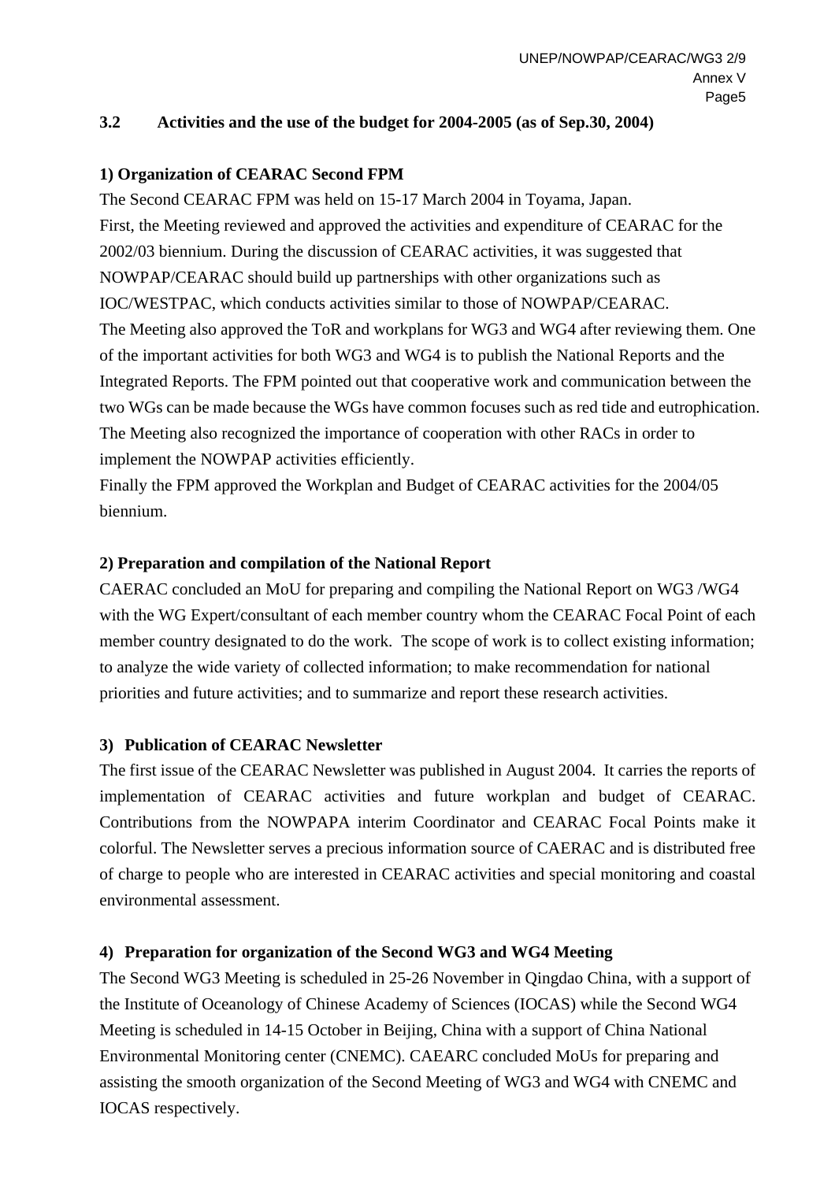### 3.2 Activities and the use of the budget for 2004-2005 (as of Sep.30, 2004)

**1) Organization of CEARAC Second FPM**

The Second CEARAC FPM was held on 15-17 March 2004 in Toyama, Japan.

First, the Meeting reviewed and approved the activities and expenditure of CEARAC for the 2002/03 biennium. During the discussion of CEARAC activities, it was suggested that NOWPAP/CEARAC should build up partnerships with other organizations such as IOC/WESTPAC, which conducts activities similar to those of NOWPAP/CEARAC.

The Meeting also approved the ToR and workplans for WG3 and WG4 after reviewing them. One of the important activities for both WG3 and WG4 is to publish the National Reports and the Integrated Reports. The FPM pointed out that cooperative work and communication between the two WGs can be made because the WGs have common focuses such as red tide and eutrophication. The Meeting also recognized the importance of cooperation with other RACs in order to implement the NOWPAP activities efficiently.

Finally the FPM approved the Workplan and Budget of CEARAC activities for the 2004/05 biennium.

**2) Preparation and compilation of the National Report**

CAERAC concluded an MoU for preparing and compiling the National Report on WG3 /WG4 with the WG Expert/consultant of each member country whom the CEARAC Focal Point of each member country designated to do the work. The scope of work is to collect existing information; to analyze the wide variety of collected information; to make recommendation for national priorities and future activities; and to summarize and report these research activities.

**3) Publication of CEARAC Newsletter**

The first issue of the CEARAC Newsletter was published in August 2004. It carries the reports of implementation of CEARAC activities and future workplan and budget of CEARAC. Contributions from the NOWPAPA interim Coordinator and CEARAC Focal Points make it colorful. The Newsletter serves a precious information source of CAERAC and is distributed free of charge to people who are interested in CEARAC activities and special monitoring and coastal environmental assessment.

**4) Preparation for organization of the Second WG3 and WG4 Meeting**

The Second WG3 Meeting is scheduled in 25-26 November in Qingdao China, with a support of the Institute of Oceanology of Chinese Academy of Sciences (IOCAS) while the Second WG4 Meeting is scheduled in 14-15 October in Beijing, China with a support of China National Environmental Monitoring center (CNEMC). CAEARC concluded MoUs for preparing and assisting the smooth organization of the Second Meeting of WG3 and WG4 with CNEMC and IOCAS respectively.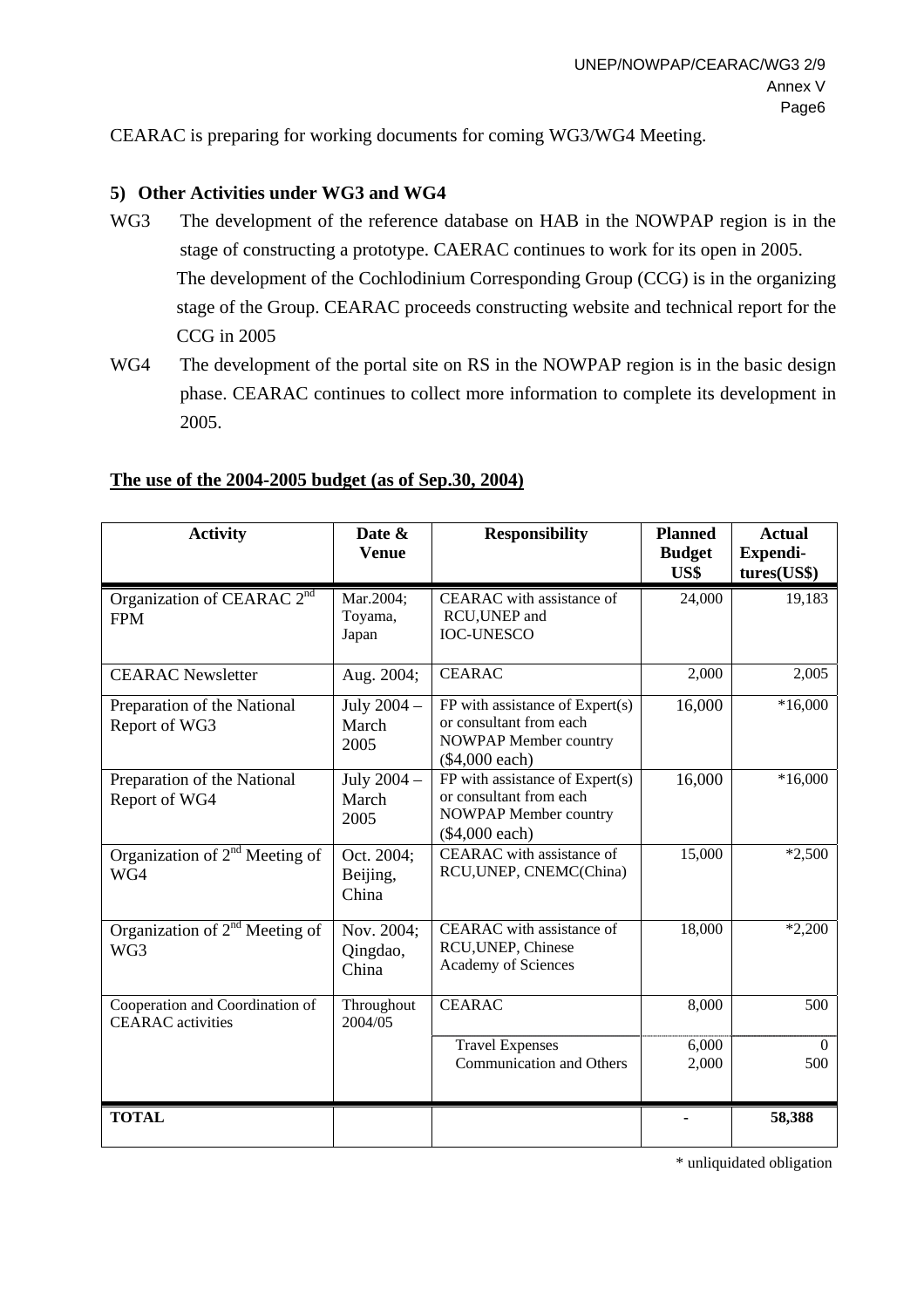CEARAC is preparing for working documents for coming WG3/WG4 Meeting.

**5) Other Activities under WG3 and WG4**

WG3 The development of the reference database on HAB in the NOWPAP region is in the stage of constructing a prototype. CAERAC continues to work for its open in 2005.

The development of the Cochlodinium Corresponding Group (CCG) is in the organizing stage of the Group. CEARAC proceeds constructing website and technical report for the CCG in 2005

WG4 The development of the portal site on RS in the NOWPAP region is in the basic design phase. CEARAC continues to collect more information to complete its development in 2005.

**The use of the 2004-2005 budget (as of Sep.30, 2004)**

| Activity | Date & Venue | Responsibility | Planned Budget US$ | Actual Expendi-tures(US$) |
|---|---|---|---|---|
| Organization of CEARAC 2nd FPM | Mar.2004; Toyama, Japan | CEARAC with assistance of RCU,UNEP and IOC-UNESCO | 24,000 | 19,183 |
| CEARAC Newsletter | Aug. 2004; | CEARAC | 2,000 | 2,005 |
| Preparation of the National Report of WG3 | July 2004 – March 2005 | FP with assistance of Expert(s) or consultant from each NOWPAP Member country ($4,000 each) | 16,000 | *16,000 |
| Preparation of the National Report of WG4 | July 2004 – March 2005 | FP with assistance of Expert(s) or consultant from each NOWPAP Member country ($4,000 each) | 16,000 | *16,000 |
| Organization of 2nd Meeting of WG4 | Oct. 2004; Beijing, China | CEARAC with assistance of RCU,UNEP, CNEMC(China) | 15,000 | *2,500 |
| Organization of 2nd Meeting of WG3 | Nov. 2004; Qingdao, China | CEARAC with assistance of RCU,UNEP, Chinese Academy of Sciences | 18,000 | *2,200 |
| Cooperation and Coordination of CEARAC activities | Throughout 2004/05 | CEARAC | 8,000 | 500 |
| | | Travel Expenses | 6,000 | 0 |
| | | Communication and Others | 2,000 | 500 |
| **TOTAL** | | | - | **58,388** |

\* unliquidated obligation